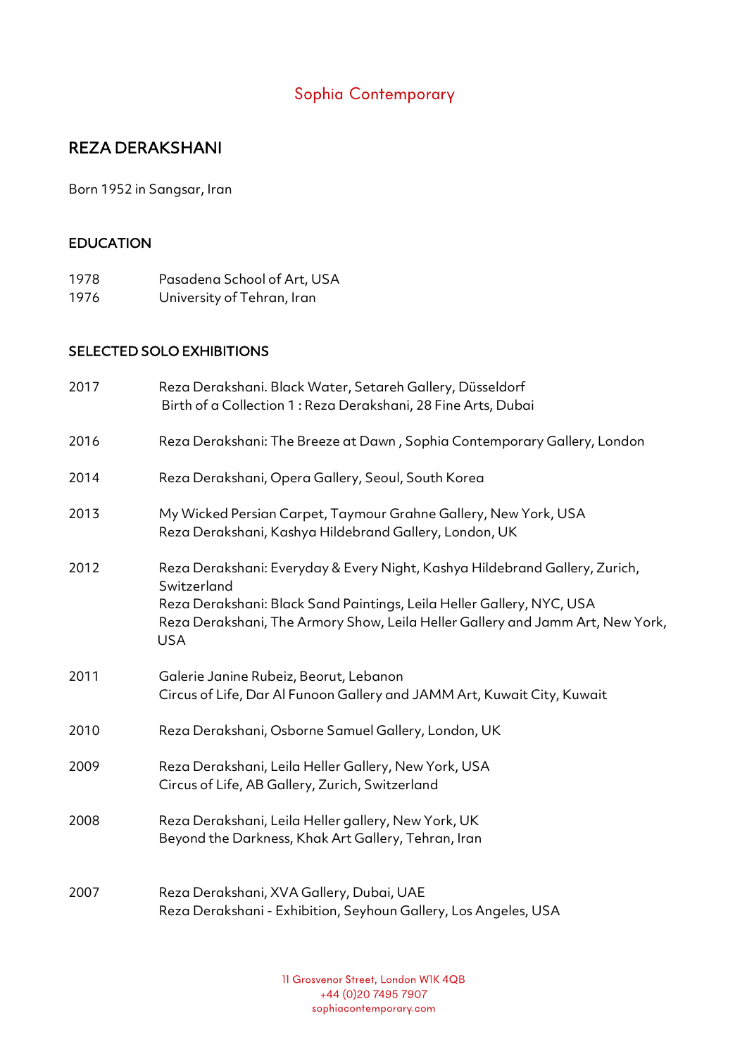Sophia Contemporary

# REZA DERAKSHANI

Born 1952 in Sangsar, Iran

## EDUCATION

| | |
|---|---|
| 1978 | Pasadena School of Art, USA |
| 1976 | University of Tehran, Iran |

## SELECTED SOLO EXHIBITIONS

| | |
|---|---|
| 2017 | Reza Derakshani. Black Water, Setareh Gallery, Düsseldorf<br>Birth of a Collection 1 : Reza Derakshani, 28 Fine Arts, Dubai |
| 2016 | Reza Derakshani: The Breeze at Dawn , Sophia Contemporary Gallery, London |
| 2014 | Reza Derakshani, Opera Gallery, Seoul, South Korea |
| 2013 | My Wicked Persian Carpet, Taymour Grahne Gallery, New York, USA<br>Reza Derakshani, Kashya Hildebrand Gallery, London, UK |
| 2012 | Reza Derakshani: Everyday & Every Night, Kashya Hildebrand Gallery, Zurich, Switzerland<br>Reza Derakshani: Black Sand Paintings, Leila Heller Gallery, NYC, USA<br>Reza Derakshani, The Armory Show, Leila Heller Gallery and Jamm Art, New York, USA |
| 2011 | Galerie Janine Rubeiz, Beorut, Lebanon<br>Circus of Life, Dar Al Funoon Gallery and JAMM Art, Kuwait City, Kuwait |
| 2010 | Reza Derakshani, Osborne Samuel Gallery, London, UK |
| 2009 | Reza Derakshani, Leila Heller Gallery, New York, USA<br>Circus of Life, AB Gallery, Zurich, Switzerland |
| 2008 | Reza Derakshani, Leila Heller gallery, New York, UK<br>Beyond the Darkness, Khak Art Gallery, Tehran, Iran |
| 2007 | Reza Derakshani, XVA Gallery, Dubai, UAE<br>Reza Derakshani - Exhibition, Seyhoun Gallery, Los Angeles, USA |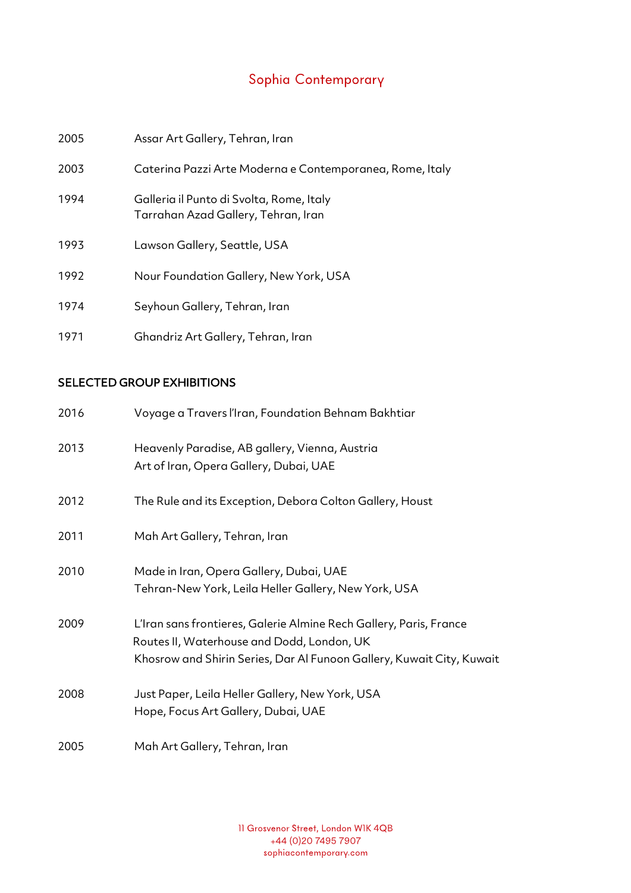2005 Assar Art Gallery, Tehran, Iran

2003 Caterina Pazzi Arte Moderna e Contemporanea, Rome, Italy

1994 Galleria il Punto di Svolta, Rome, Italy
Tarrahan Azad Gallery, Tehran, Iran

1993 Lawson Gallery, Seattle, USA

1992 Nour Foundation Gallery, New York, USA

1974 Seyhoun Gallery, Tehran, Iran

1971 Ghandriz Art Gallery, Tehran, Iran

## SELECTED GROUP EXHIBITIONS

2016 Voyage a Travers l'Iran, Foundation Behnam Bakhtiar

2013 Heavenly Paradise, AB gallery, Vienna, Austria
Art of Iran, Opera Gallery, Dubai, UAE

2012 The Rule and its Exception, Debora Colton Gallery, Houst

2011 Mah Art Gallery, Tehran, Iran

2010 Made in Iran, Opera Gallery, Dubai, UAE
Tehran-New York, Leila Heller Gallery, New York, USA

2009 L'Iran sans frontieres, Galerie Almine Rech Gallery, Paris, France
Routes II, Waterhouse and Dodd, London, UK
Khosrow and Shirin Series, Dar Al Funoon Gallery, Kuwait City, Kuwait

2008 Just Paper, Leila Heller Gallery, New York, USA
Hope, Focus Art Gallery, Dubai, UAE

2005 Mah Art Gallery, Tehran, Iran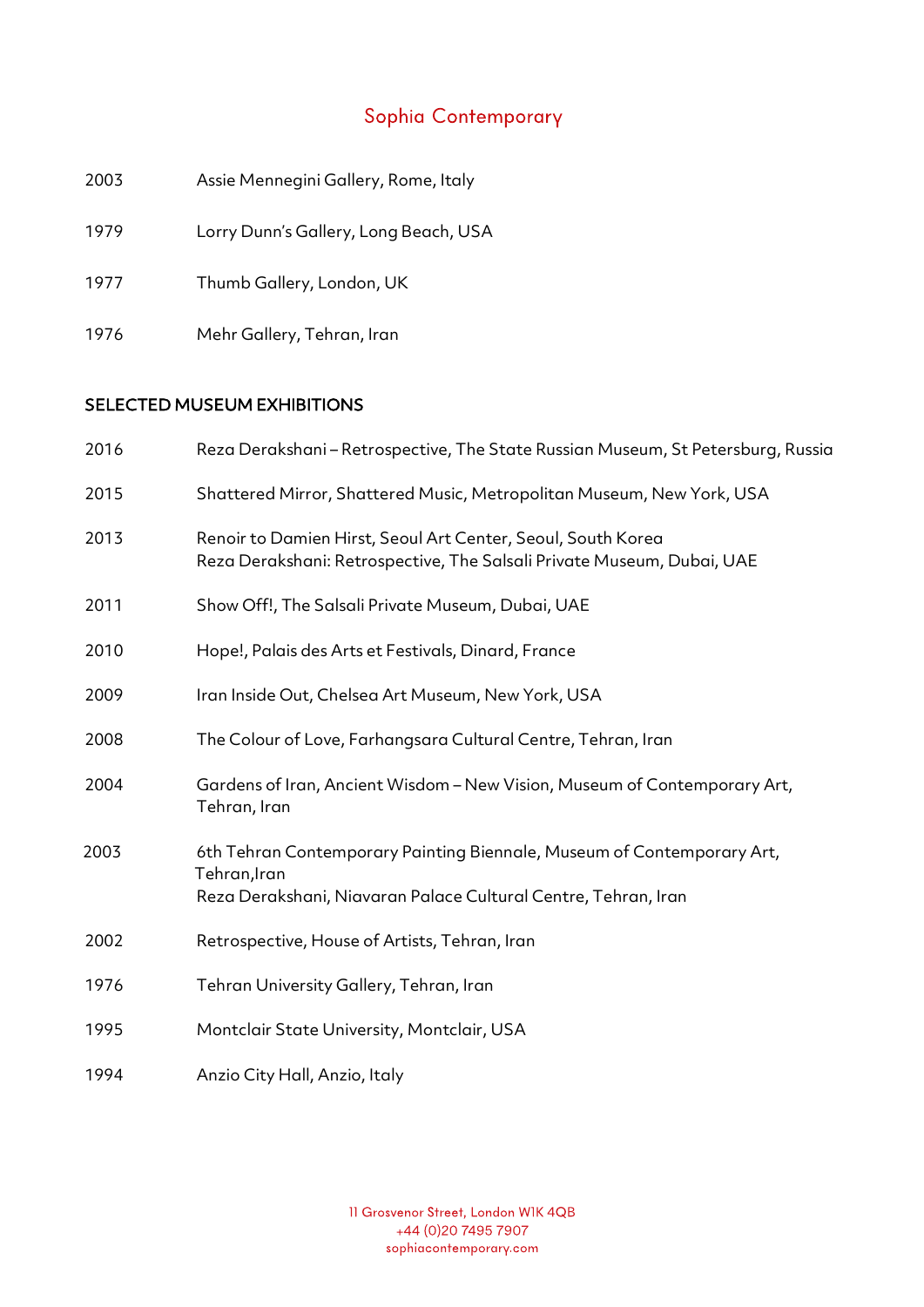2003 Assie Mennegini Gallery, Rome, Italy

1979 Lorry Dunn's Gallery, Long Beach, USA

1977 Thumb Gallery, London, UK

1976 Mehr Gallery, Tehran, Iran

## SELECTED MUSEUM EXHIBITIONS

2016 Reza Derakshani – Retrospective, The State Russian Museum, St Petersburg, Russia

2015 Shattered Mirror, Shattered Music, Metropolitan Museum, New York, USA

2013 Renoir to Damien Hirst, Seoul Art Center, Seoul, South Korea
Reza Derakshani: Retrospective, The Salsali Private Museum, Dubai, UAE

2011 Show Off!, The Salsali Private Museum, Dubai, UAE

2010 Hope!, Palais des Arts et Festivals, Dinard, France

2009 Iran Inside Out, Chelsea Art Museum, New York, USA

2008 The Colour of Love, Farhangsara Cultural Centre, Tehran, Iran

2004 Gardens of Iran, Ancient Wisdom – New Vision, Museum of Contemporary Art, Tehran, Iran

2003 6th Tehran Contemporary Painting Biennale, Museum of Contemporary Art, Tehran,Iran
Reza Derakshani, Niavaran Palace Cultural Centre, Tehran, Iran

2002 Retrospective, House of Artists, Tehran, Iran

1976 Tehran University Gallery, Tehran, Iran

1995 Montclair State University, Montclair, USA

1994 Anzio City Hall, Anzio, Italy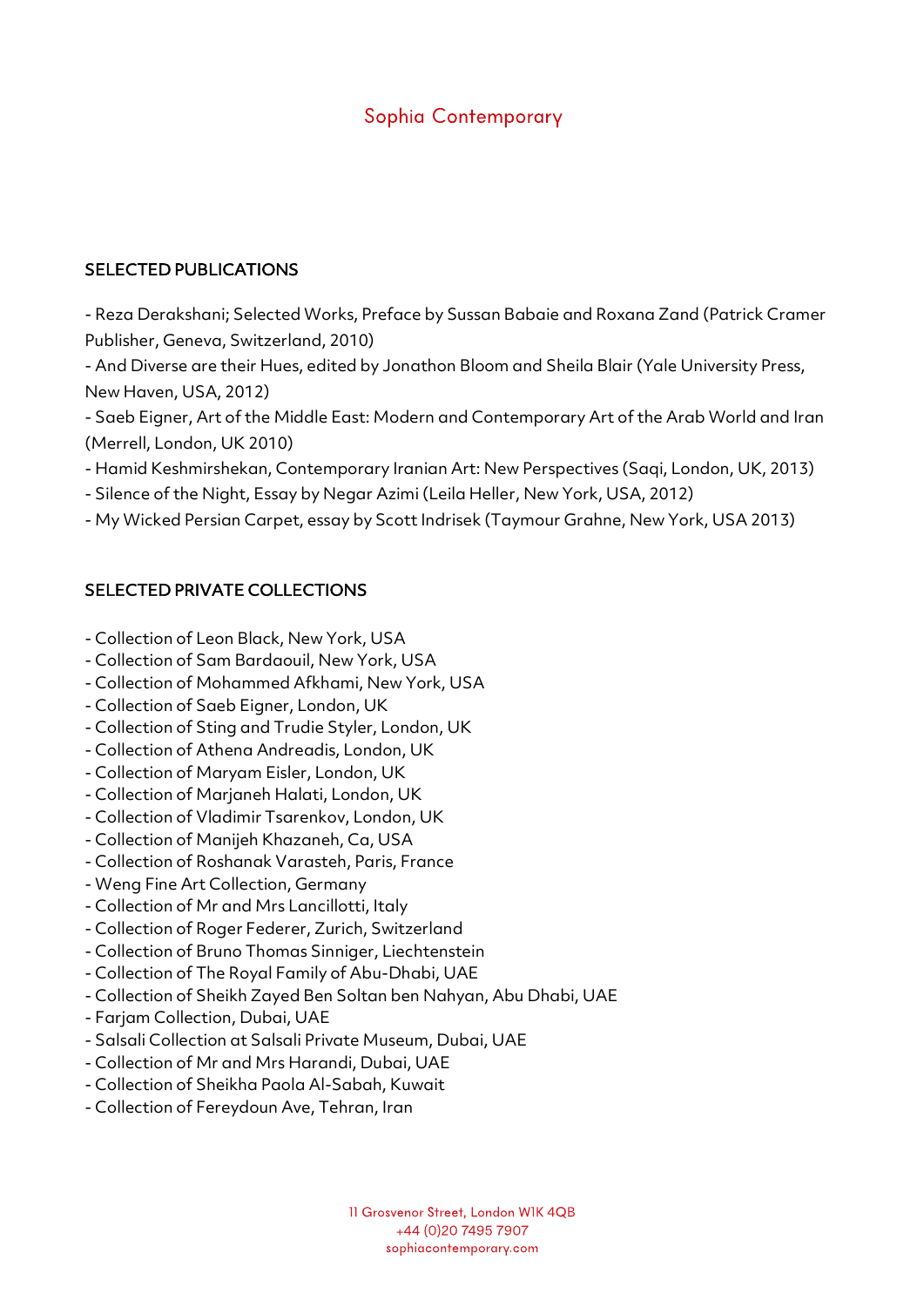## SELECTED PUBLICATIONS

- Reza Derakshani; Selected Works, Preface by Sussan Babaie and Roxana Zand (Patrick Cramer Publisher, Geneva, Switzerland, 2010)
- And Diverse are their Hues, edited by Jonathon Bloom and Sheila Blair (Yale University Press, New Haven, USA, 2012)
- Saeb Eigner, Art of the Middle East: Modern and Contemporary Art of the Arab World and Iran (Merrell, London, UK 2010)
- Hamid Keshmirshekan, Contemporary Iranian Art: New Perspectives (Saqi, London, UK, 2013)
- Silence of the Night, Essay by Negar Azimi (Leila Heller, New York, USA, 2012)
- My Wicked Persian Carpet, essay by Scott Indrisek (Taymour Grahne, New York, USA 2013)

## SELECTED PRIVATE COLLECTIONS

- Collection of Leon Black, New York, USA
- Collection of Sam Bardaouil, New York, USA
- Collection of Mohammed Afkhami, New York, USA
- Collection of Saeb Eigner, London, UK
- Collection of Sting and Trudie Styler, London, UK
- Collection of Athena Andreadis, London, UK
- Collection of Maryam Eisler, London, UK
- Collection of Marjaneh Halati, London, UK
- Collection of Vladimir Tsarenkov, London, UK
- Collection of Manijeh Khazaneh, Ca, USA
- Collection of Roshanak Varasteh, Paris, France
- Weng Fine Art Collection, Germany
- Collection of Mr and Mrs Lancillotti, Italy
- Collection of Roger Federer, Zurich, Switzerland
- Collection of Bruno Thomas Sinniger, Liechtenstein
- Collection of The Royal Family of Abu-Dhabi, UAE
- Collection of Sheikh Zayed Ben Soltan ben Nahyan, Abu Dhabi, UAE
- Farjam Collection, Dubai, UAE
- Salsali Collection at Salsali Private Museum, Dubai, UAE
- Collection of Mr and Mrs Harandi, Dubai, UAE
- Collection of Sheikha Paola Al-Sabah, Kuwait
- Collection of Fereydoun Ave, Tehran, Iran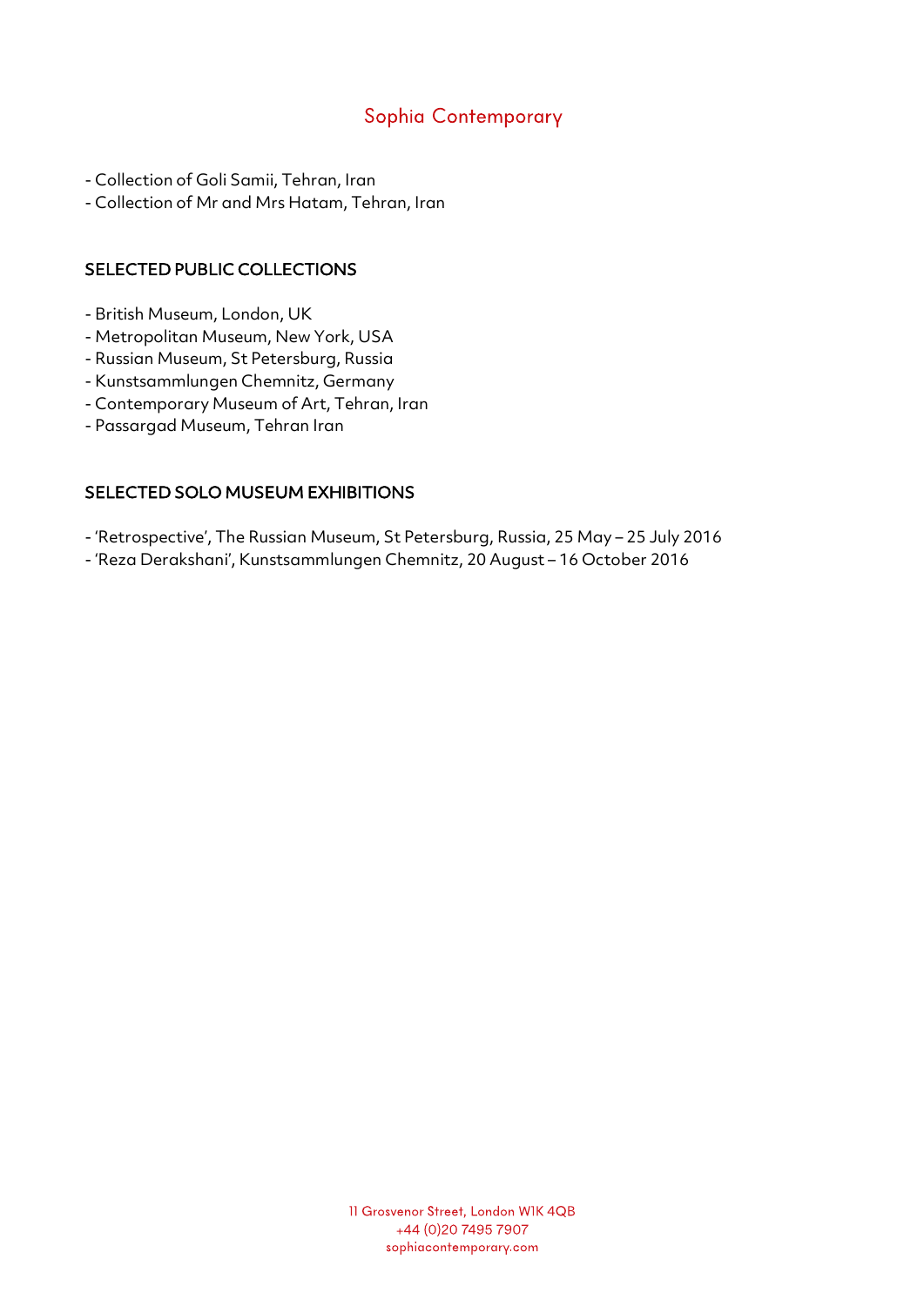- Collection of Goli Samii, Tehran, Iran
- Collection of Mr and Mrs Hatam, Tehran, Iran

## SELECTED PUBLIC COLLECTIONS

- British Museum, London, UK
- Metropolitan Museum, New York, USA
- Russian Museum, St Petersburg, Russia
- Kunstsammlungen Chemnitz, Germany
- Contemporary Museum of Art, Tehran, Iran
- Passargad Museum, Tehran Iran

## SELECTED SOLO MUSEUM EXHIBITIONS

- 'Retrospective', The Russian Museum, St Petersburg, Russia, 25 May – 25 July 2016
- 'Reza Derakshani', Kunstsammlungen Chemnitz, 20 August – 16 October 2016